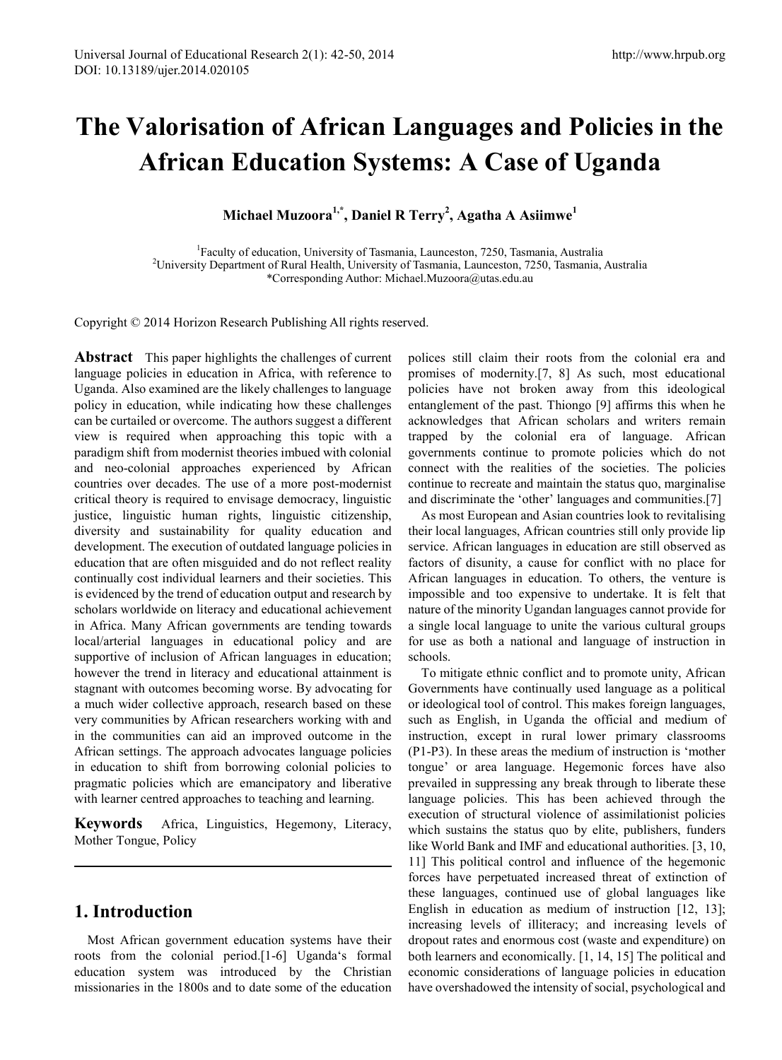# The Valorisation of African Languages and Policies in the African Education Systems: A Case of Uganda

**Michael Muzoora[1,*], Daniel R Terry[2], Agatha A Asiimwe[1]**

[1]Faculty of education, University of Tasmania, Launceston, 7250, Tasmania, Australia
[2]University Department of Rural Health, University of Tasmania, Launceston, 7250, Tasmania, Australia
*Corresponding Author: Michael.Muzoora@utas.edu.au

Copyright © 2014 Horizon Research Publishing All rights reserved.

**Abstract** This paper highlights the challenges of current language policies in education in Africa, with reference to Uganda. Also examined are the likely challenges to language policy in education, while indicating how these challenges can be curtailed or overcome. The authors suggest a different view is required when approaching this topic with a paradigm shift from modernist theories imbued with colonial and neo-colonial approaches experienced by African countries over decades. The use of a more post-modernist critical theory is required to envisage democracy, linguistic justice, linguistic human rights, linguistic citizenship, diversity and sustainability for quality education and development. The execution of outdated language policies in education that are often misguided and do not reflect reality continually cost individual learners and their societies. This is evidenced by the trend of education output and research by scholars worldwide on literacy and educational achievement in Africa. Many African governments are tending towards local/arterial languages in educational policy and are supportive of inclusion of African languages in education; however the trend in literacy and educational attainment is stagnant with outcomes becoming worse. By advocating for a much wider collective approach, research based on these very communities by African researchers working with and in the communities can aid an improved outcome in the African settings. The approach advocates language policies in education to shift from borrowing colonial policies to pragmatic policies which are emancipatory and liberative with learner centred approaches to teaching and learning.

**Keywords** Africa, Linguistics, Hegemony, Literacy, Mother Tongue, Policy

## 1. Introduction

Most African government education systems have their roots from the colonial period.[1-6] Uganda's formal education system was introduced by the Christian missionaries in the 1800s and to date some of the education polices still claim their roots from the colonial era and promises of modernity.[7, 8] As such, most educational policies have not broken away from this ideological entanglement of the past. Thiongo [9] affirms this when he acknowledges that African scholars and writers remain trapped by the colonial era of language. African governments continue to promote policies which do not connect with the realities of the societies. The policies continue to recreate and maintain the status quo, marginalise and discriminate the 'other' languages and communities.[7]

As most European and Asian countries look to revitalising their local languages, African countries still only provide lip service. African languages in education are still observed as factors of disunity, a cause for conflict with no place for African languages in education. To others, the venture is impossible and too expensive to undertake. It is felt that nature of the minority Ugandan languages cannot provide for a single local language to unite the various cultural groups for use as both a national and language of instruction in schools.

To mitigate ethnic conflict and to promote unity, African Governments have continually used language as a political or ideological tool of control. This makes foreign languages, such as English, in Uganda the official and medium of instruction, except in rural lower primary classrooms (P1-P3). In these areas the medium of instruction is 'mother tongue' or area language. Hegemonic forces have also prevailed in suppressing any break through to liberate these language policies. This has been achieved through the execution of structural violence of assimilationist policies which sustains the status quo by elite, publishers, funders like World Bank and IMF and educational authorities. [3, 10, 11] This political control and influence of the hegemonic forces have perpetuated increased threat of extinction of these languages, continued use of global languages like English in education as medium of instruction [12, 13]; increasing levels of illiteracy; and increasing levels of dropout rates and enormous cost (waste and expenditure) on both learners and economically. [1, 14, 15] The political and economic considerations of language policies in education have overshadowed the intensity of social, psychological and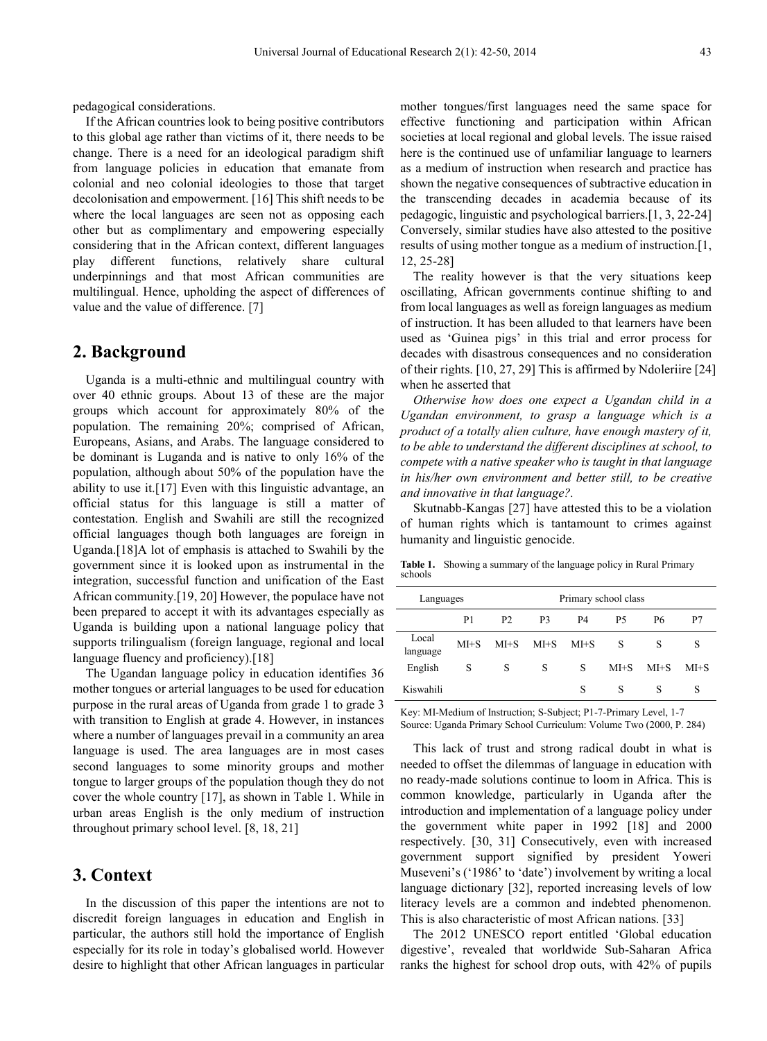pedagogical considerations.

If the African countries look to being positive contributors to this global age rather than victims of it, there needs to be change. There is a need for an ideological paradigm shift from language policies in education that emanate from colonial and neo colonial ideologies to those that target decolonisation and empowerment. [16] This shift needs to be where the local languages are seen not as opposing each other but as complimentary and empowering especially considering that in the African context, different languages play different functions, relatively share cultural underpinnings and that most African communities are multilingual. Hence, upholding the aspect of differences of value and the value of difference. [7]

## 2. Background

Uganda is a multi-ethnic and multilingual country with over 40 ethnic groups. About 13 of these are the major groups which account for approximately 80% of the population. The remaining 20%; comprised of African, Europeans, Asians, and Arabs. The language considered to be dominant is Luganda and is native to only 16% of the population, although about 50% of the population have the ability to use it.[17] Even with this linguistic advantage, an official status for this language is still a matter of contestation. English and Swahili are still the recognized official languages though both languages are foreign in Uganda.[18]A lot of emphasis is attached to Swahili by the government since it is looked upon as instrumental in the integration, successful function and unification of the East African community.[19, 20] However, the populace have not been prepared to accept it with its advantages especially as Uganda is building upon a national language policy that supports trilingualism (foreign language, regional and local language fluency and proficiency).[18]

The Ugandan language policy in education identifies 36 mother tongues or arterial languages to be used for education purpose in the rural areas of Uganda from grade 1 to grade 3 with transition to English at grade 4. However, in instances where a number of languages prevail in a community an area language is used. The area languages are in most cases second languages to some minority groups and mother tongue to larger groups of the population though they do not cover the whole country [17], as shown in Table 1. While in urban areas English is the only medium of instruction throughout primary school level. [8, 18, 21]

## 3. Context

In the discussion of this paper the intentions are not to discredit foreign languages in education and English in particular, the authors still hold the importance of English especially for its role in today's globalised world. However desire to highlight that other African languages in particular mother tongues/first languages need the same space for effective functioning and participation within African societies at local regional and global levels. The issue raised here is the continued use of unfamiliar language to learners as a medium of instruction when research and practice has shown the negative consequences of subtractive education in the transcending decades in academia because of its pedagogic, linguistic and psychological barriers.[1, 3, 22-24] Conversely, similar studies have also attested to the positive results of using mother tongue as a medium of instruction.[1, 12, 25-28]

The reality however is that the very situations keep oscillating, African governments continue shifting to and from local languages as well as foreign languages as medium of instruction. It has been alluded to that learners have been used as 'Guinea pigs' in this trial and error process for decades with disastrous consequences and no consideration of their rights. [10, 27, 29] This is affirmed by Ndoleriire [24] when he asserted that

*Otherwise how does one expect a Ugandan child in a Ugandan environment, to grasp a language which is a product of a totally alien culture, have enough mastery of it, to be able to understand the different disciplines at school, to compete with a native speaker who is taught in that language in his/her own environment and better still, to be creative and innovative in that language?.*

Skutnabb-Kangas [27] have attested this to be a violation of human rights which is tantamount to crimes against humanity and linguistic genocide.

**Table 1.** Showing a summary of the language policy in Rural Primary schools

| Languages | Primary school class | | | | | | |
|---|---|---|---|---|---|---|---|
| | P1 | P2 | P3 | P4 | P5 | P6 | P7 |
| Local language | MI+S | MI+S | MI+S | MI+S | S | S | S |
| English | S | S | S | S | MI+S | MI+S | MI+S |
| Kiswahili | | | | S | S | S | S |

Key: MI-Medium of Instruction; S-Subject; P1-7-Primary Level, 1-7
Source: Uganda Primary School Curriculum: Volume Two (2000, P. 284)

This lack of trust and strong radical doubt in what is needed to offset the dilemmas of language in education with no ready-made solutions continue to loom in Africa. This is common knowledge, particularly in Uganda after the introduction and implementation of a language policy under the government white paper in 1992 [18] and 2000 respectively. [30, 31] Consecutively, even with increased government support signified by president Yoweri Museveni's ('1986' to 'date') involvement by writing a local language dictionary [32], reported increasing levels of low literacy levels are a common and indebted phenomenon. This is also characteristic of most African nations. [33]

The 2012 UNESCO report entitled 'Global education digestive', revealed that worldwide Sub-Saharan Africa ranks the highest for school drop outs, with 42% of pupils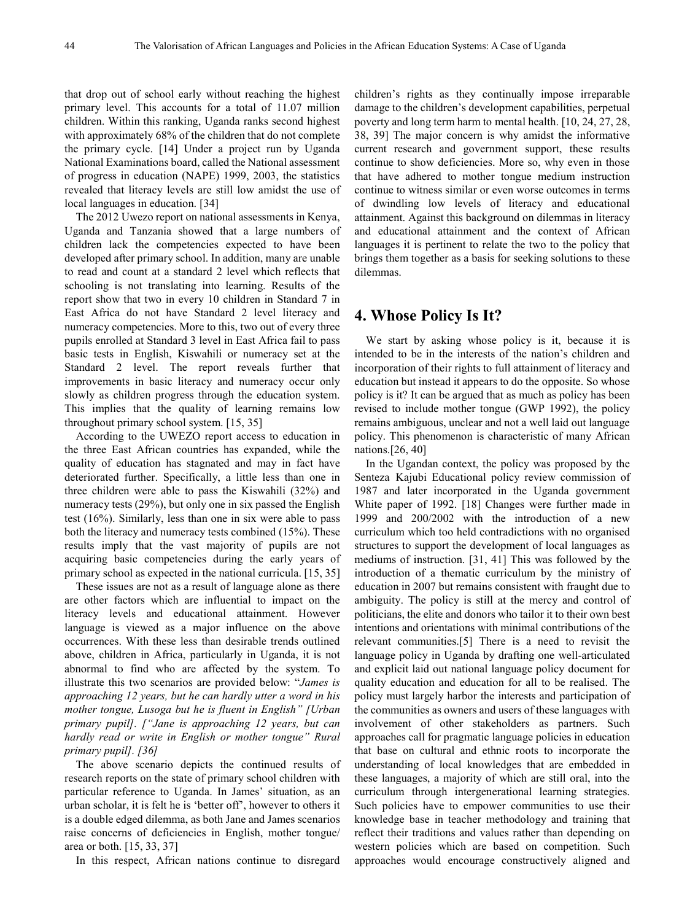that drop out of school early without reaching the highest primary level. This accounts for a total of 11.07 million children. Within this ranking, Uganda ranks second highest with approximately 68% of the children that do not complete the primary cycle. [14] Under a project run by Uganda National Examinations board, called the National assessment of progress in education (NAPE) 1999, 2003, the statistics revealed that literacy levels are still low amidst the use of local languages in education. [34]

The 2012 Uwezo report on national assessments in Kenya, Uganda and Tanzania showed that a large numbers of children lack the competencies expected to have been developed after primary school. In addition, many are unable to read and count at a standard 2 level which reflects that schooling is not translating into learning. Results of the report show that two in every 10 children in Standard 7 in East Africa do not have Standard 2 level literacy and numeracy competencies. More to this, two out of every three pupils enrolled at Standard 3 level in East Africa fail to pass basic tests in English, Kiswahili or numeracy set at the Standard 2 level. The report reveals further that improvements in basic literacy and numeracy occur only slowly as children progress through the education system. This implies that the quality of learning remains low throughout primary school system. [15, 35]

According to the UWEZO report access to education in the three East African countries has expanded, while the quality of education has stagnated and may in fact have deteriorated further. Specifically, a little less than one in three children were able to pass the Kiswahili (32%) and numeracy tests (29%), but only one in six passed the English test (16%). Similarly, less than one in six were able to pass both the literacy and numeracy tests combined (15%). These results imply that the vast majority of pupils are not acquiring basic competencies during the early years of primary school as expected in the national curricula. [15, 35]

These issues are not as a result of language alone as there are other factors which are influential to impact on the literacy levels and educational attainment. However language is viewed as a major influence on the above occurrences. With these less than desirable trends outlined above, children in Africa, particularly in Uganda, it is not abnormal to find who are affected by the system. To illustrate this two scenarios are provided below: "*James is approaching 12 years, but he can hardly utter a word in his mother tongue, Lusoga but he is fluent in English" [Urban primary pupil]. ["Jane is approaching 12 years, but can hardly read or write in English or mother tongue" Rural primary pupil]. [36]*

The above scenario depicts the continued results of research reports on the state of primary school children with particular reference to Uganda. In James' situation, as an urban scholar, it is felt he is 'better off', however to others it is a double edged dilemma, as both Jane and James scenarios raise concerns of deficiencies in English, mother tongue/ area or both. [15, 33, 37]

In this respect, African nations continue to disregard children's rights as they continually impose irreparable damage to the children's development capabilities, perpetual poverty and long term harm to mental health. [10, 24, 27, 28, 38, 39] The major concern is why amidst the informative current research and government support, these results continue to show deficiencies. More so, why even in those that have adhered to mother tongue medium instruction continue to witness similar or even worse outcomes in terms of dwindling low levels of literacy and educational attainment. Against this background on dilemmas in literacy and educational attainment and the context of African languages it is pertinent to relate the two to the policy that brings them together as a basis for seeking solutions to these dilemmas.

## 4. Whose Policy Is It?

We start by asking whose policy is it, because it is intended to be in the interests of the nation's children and incorporation of their rights to full attainment of literacy and education but instead it appears to do the opposite. So whose policy is it? It can be argued that as much as policy has been revised to include mother tongue (GWP 1992), the policy remains ambiguous, unclear and not a well laid out language policy. This phenomenon is characteristic of many African nations.[26, 40]

In the Ugandan context, the policy was proposed by the Senteza Kajubi Educational policy review commission of 1987 and later incorporated in the Uganda government White paper of 1992. [18] Changes were further made in 1999 and 200/2002 with the introduction of a new curriculum which too held contradictions with no organised structures to support the development of local languages as mediums of instruction. [31, 41] This was followed by the introduction of a thematic curriculum by the ministry of education in 2007 but remains consistent with fraught due to ambiguity. The policy is still at the mercy and control of politicians, the elite and donors who tailor it to their own best intentions and orientations with minimal contributions of the relevant communities.[5] There is a need to revisit the language policy in Uganda by drafting one well-articulated and explicit laid out national language policy document for quality education and education for all to be realised. The policy must largely harbor the interests and participation of the communities as owners and users of these languages with involvement of other stakeholders as partners. Such approaches call for pragmatic language policies in education that base on cultural and ethnic roots to incorporate the understanding of local knowledges that are embedded in these languages, a majority of which are still oral, into the curriculum through intergenerational learning strategies. Such policies have to empower communities to use their knowledge base in teacher methodology and training that reflect their traditions and values rather than depending on western policies which are based on competition. Such approaches would encourage constructively aligned and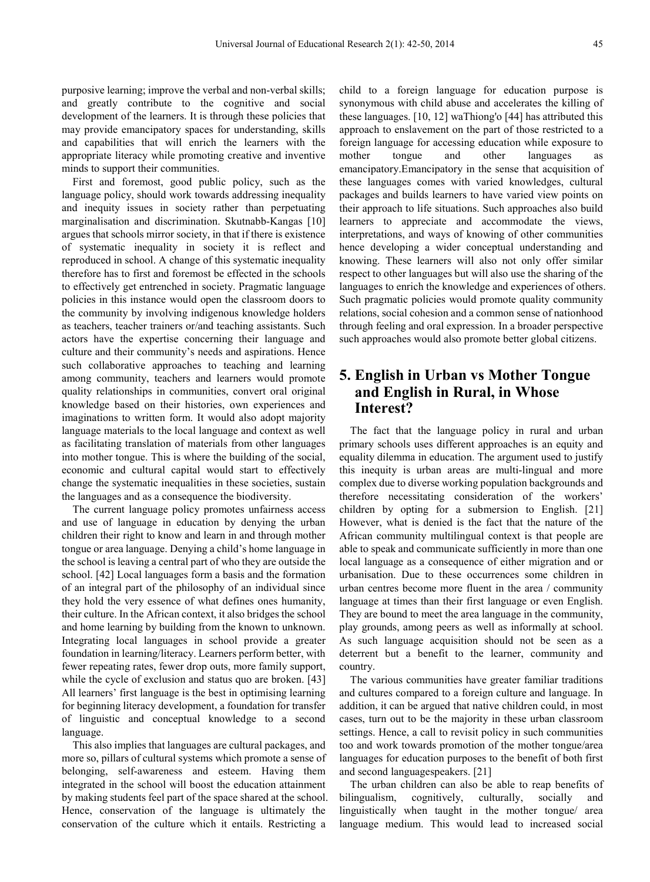purposive learning; improve the verbal and non-verbal skills; and greatly contribute to the cognitive and social development of the learners. It is through these policies that may provide emancipatory spaces for understanding, skills and capabilities that will enrich the learners with the appropriate literacy while promoting creative and inventive minds to support their communities.

First and foremost, good public policy, such as the language policy, should work towards addressing inequality and inequity issues in society rather than perpetuating marginalisation and discrimination. Skutnabb-Kangas [10] argues that schools mirror society, in that if there is existence of systematic inequality in society it is reflect and reproduced in school. A change of this systematic inequality therefore has to first and foremost be effected in the schools to effectively get entrenched in society. Pragmatic language policies in this instance would open the classroom doors to the community by involving indigenous knowledge holders as teachers, teacher trainers or/and teaching assistants. Such actors have the expertise concerning their language and culture and their community's needs and aspirations. Hence such collaborative approaches to teaching and learning among community, teachers and learners would promote quality relationships in communities, convert oral original knowledge based on their histories, own experiences and imaginations to written form. It would also adopt majority language materials to the local language and context as well as facilitating translation of materials from other languages into mother tongue. This is where the building of the social, economic and cultural capital would start to effectively change the systematic inequalities in these societies, sustain the languages and as a consequence the biodiversity.

The current language policy promotes unfairness access and use of language in education by denying the urban children their right to know and learn in and through mother tongue or area language. Denying a child's home language in the school is leaving a central part of who they are outside the school. [42] Local languages form a basis and the formation of an integral part of the philosophy of an individual since they hold the very essence of what defines ones humanity, their culture. In the African context, it also bridges the school and home learning by building from the known to unknown. Integrating local languages in school provide a greater foundation in learning/literacy. Learners perform better, with fewer repeating rates, fewer drop outs, more family support, while the cycle of exclusion and status quo are broken. [43] All learners' first language is the best in optimising learning for beginning literacy development, a foundation for transfer of linguistic and conceptual knowledge to a second language.

This also implies that languages are cultural packages, and more so, pillars of cultural systems which promote a sense of belonging, self-awareness and esteem. Having them integrated in the school will boost the education attainment by making students feel part of the space shared at the school. Hence, conservation of the language is ultimately the conservation of the culture which it entails. Restricting a child to a foreign language for education purpose is synonymous with child abuse and accelerates the killing of these languages. [10, 12] waThiong'o [44] has attributed this approach to enslavement on the part of those restricted to a foreign language for accessing education while exposure to mother tongue and other languages as emancipatory.Emancipatory in the sense that acquisition of these languages comes with varied knowledges, cultural packages and builds learners to have varied view points on their approach to life situations. Such approaches also build learners to appreciate and accommodate the views, interpretations, and ways of knowing of other communities hence developing a wider conceptual understanding and knowing. These learners will also not only offer similar respect to other languages but will also use the sharing of the languages to enrich the knowledge and experiences of others. Such pragmatic policies would promote quality community relations, social cohesion and a common sense of nationhood through feeling and oral expression. In a broader perspective such approaches would also promote better global citizens.

## 5. English in Urban vs Mother Tongue and English in Rural, in Whose Interest?

The fact that the language policy in rural and urban primary schools uses different approaches is an equity and equality dilemma in education. The argument used to justify this inequity is urban areas are multi-lingual and more complex due to diverse working population backgrounds and therefore necessitating consideration of the workers' children by opting for a submersion to English. [21] However, what is denied is the fact that the nature of the African community multilingual context is that people are able to speak and communicate sufficiently in more than one local language as a consequence of either migration and or urbanisation. Due to these occurrences some children in urban centres become more fluent in the area / community language at times than their first language or even English. They are bound to meet the area language in the community, play grounds, among peers as well as informally at school. As such language acquisition should not be seen as a deterrent but a benefit to the learner, community and country.

The various communities have greater familiar traditions and cultures compared to a foreign culture and language. In addition, it can be argued that native children could, in most cases, turn out to be the majority in these urban classroom settings. Hence, a call to revisit policy in such communities too and work towards promotion of the mother tongue/area languages for education purposes to the benefit of both first and second languagespeakers. [21]

The urban children can also be able to reap benefits of bilingualism, cognitively, culturally, socially and linguistically when taught in the mother tongue/ area language medium. This would lead to increased social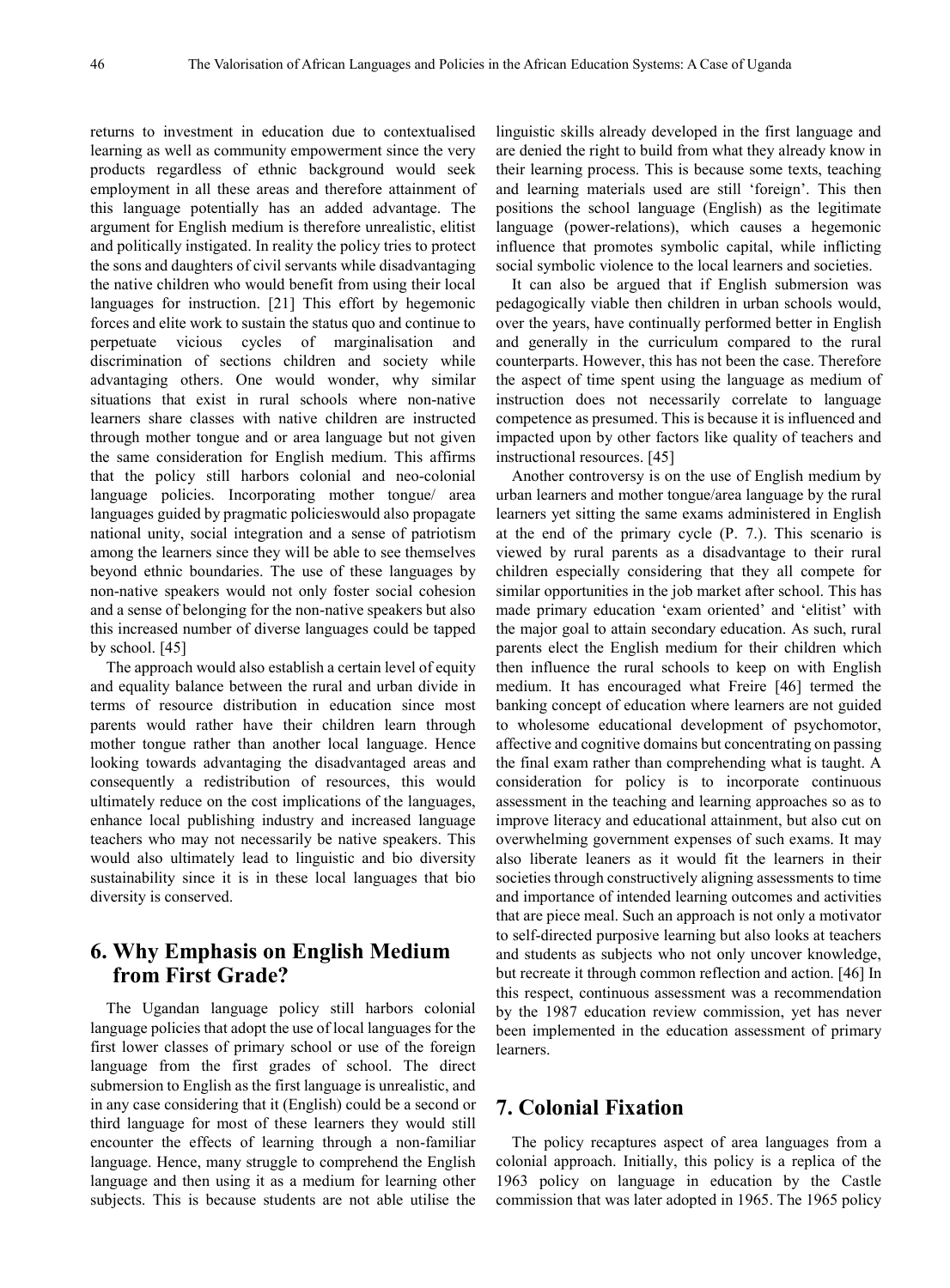returns to investment in education due to contextualised learning as well as community empowerment since the very products regardless of ethnic background would seek employment in all these areas and therefore attainment of this language potentially has an added advantage. The argument for English medium is therefore unrealistic, elitist and politically instigated. In reality the policy tries to protect the sons and daughters of civil servants while disadvantaging the native children who would benefit from using their local languages for instruction. [21] This effort by hegemonic forces and elite work to sustain the status quo and continue to perpetuate vicious cycles of marginalisation and discrimination of sections children and society while advantaging others. One would wonder, why similar situations that exist in rural schools where non-native learners share classes with native children are instructed through mother tongue and or area language but not given the same consideration for English medium. This affirms that the policy still harbors colonial and neo-colonial language policies. Incorporating mother tongue/ area languages guided by pragmatic policieswould also propagate national unity, social integration and a sense of patriotism among the learners since they will be able to see themselves beyond ethnic boundaries. The use of these languages by non-native speakers would not only foster social cohesion and a sense of belonging for the non-native speakers but also this increased number of diverse languages could be tapped by school. [45]

The approach would also establish a certain level of equity and equality balance between the rural and urban divide in terms of resource distribution in education since most parents would rather have their children learn through mother tongue rather than another local language. Hence looking towards advantaging the disadvantaged areas and consequently a redistribution of resources, this would ultimately reduce on the cost implications of the languages, enhance local publishing industry and increased language teachers who may not necessarily be native speakers. This would also ultimately lead to linguistic and bio diversity sustainability since it is in these local languages that bio diversity is conserved.

## 6. Why Emphasis on English Medium from First Grade?

The Ugandan language policy still harbors colonial language policies that adopt the use of local languages for the first lower classes of primary school or use of the foreign language from the first grades of school. The direct submersion to English as the first language is unrealistic, and in any case considering that it (English) could be a second or third language for most of these learners they would still encounter the effects of learning through a non-familiar language. Hence, many struggle to comprehend the English language and then using it as a medium for learning other subjects. This is because students are not able utilise the linguistic skills already developed in the first language and are denied the right to build from what they already know in their learning process. This is because some texts, teaching and learning materials used are still 'foreign'. This then positions the school language (English) as the legitimate language (power-relations), which causes a hegemonic influence that promotes symbolic capital, while inflicting social symbolic violence to the local learners and societies.

It can also be argued that if English submersion was pedagogically viable then children in urban schools would, over the years, have continually performed better in English and generally in the curriculum compared to the rural counterparts. However, this has not been the case. Therefore the aspect of time spent using the language as medium of instruction does not necessarily correlate to language competence as presumed. This is because it is influenced and impacted upon by other factors like quality of teachers and instructional resources. [45]

Another controversy is on the use of English medium by urban learners and mother tongue/area language by the rural learners yet sitting the same exams administered in English at the end of the primary cycle (P. 7.). This scenario is viewed by rural parents as a disadvantage to their rural children especially considering that they all compete for similar opportunities in the job market after school. This has made primary education 'exam oriented' and 'elitist' with the major goal to attain secondary education. As such, rural parents elect the English medium for their children which then influence the rural schools to keep on with English medium. It has encouraged what Freire [46] termed the banking concept of education where learners are not guided to wholesome educational development of psychomotor, affective and cognitive domains but concentrating on passing the final exam rather than comprehending what is taught. A consideration for policy is to incorporate continuous assessment in the teaching and learning approaches so as to improve literacy and educational attainment, but also cut on overwhelming government expenses of such exams. It may also liberate leaners as it would fit the learners in their societies through constructively aligning assessments to time and importance of intended learning outcomes and activities that are piece meal. Such an approach is not only a motivator to self-directed purposive learning but also looks at teachers and students as subjects who not only uncover knowledge, but recreate it through common reflection and action. [46] In this respect, continuous assessment was a recommendation by the 1987 education review commission, yet has never been implemented in the education assessment of primary learners.

## 7. Colonial Fixation

The policy recaptures aspect of area languages from a colonial approach. Initially, this policy is a replica of the 1963 policy on language in education by the Castle commission that was later adopted in 1965. The 1965 policy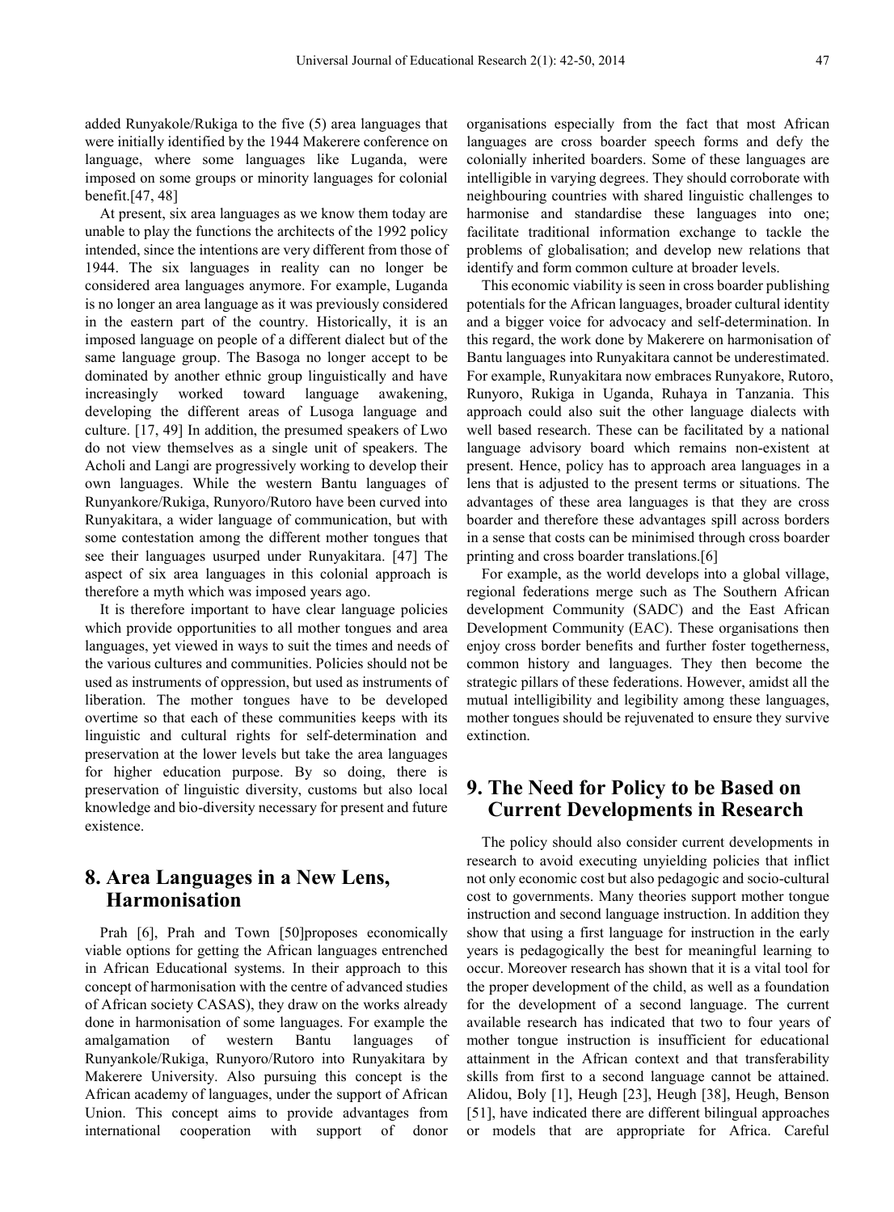added Runyakole/Rukiga to the five (5) area languages that were initially identified by the 1944 Makerere conference on language, where some languages like Luganda, were imposed on some groups or minority languages for colonial benefit.[47, 48]

At present, six area languages as we know them today are unable to play the functions the architects of the 1992 policy intended, since the intentions are very different from those of 1944. The six languages in reality can no longer be considered area languages anymore. For example, Luganda is no longer an area language as it was previously considered in the eastern part of the country. Historically, it is an imposed language on people of a different dialect but of the same language group. The Basoga no longer accept to be dominated by another ethnic group linguistically and have increasingly worked toward language awakening, developing the different areas of Lusoga language and culture. [17, 49] In addition, the presumed speakers of Lwo do not view themselves as a single unit of speakers. The Acholi and Langi are progressively working to develop their own languages. While the western Bantu languages of Runyankore/Rukiga, Runyoro/Rutoro have been curved into Runyakitara, a wider language of communication, but with some contestation among the different mother tongues that see their languages usurped under Runyakitara. [47] The aspect of six area languages in this colonial approach is therefore a myth which was imposed years ago.

It is therefore important to have clear language policies which provide opportunities to all mother tongues and area languages, yet viewed in ways to suit the times and needs of the various cultures and communities. Policies should not be used as instruments of oppression, but used as instruments of liberation. The mother tongues have to be developed overtime so that each of these communities keeps with its linguistic and cultural rights for self-determination and preservation at the lower levels but take the area languages for higher education purpose. By so doing, there is preservation of linguistic diversity, customs but also local knowledge and bio-diversity necessary for present and future existence.

## 8. Area Languages in a New Lens, Harmonisation

Prah [6], Prah and Town [50]proposes economically viable options for getting the African languages entrenched in African Educational systems. In their approach to this concept of harmonisation with the centre of advanced studies of African society CASAS), they draw on the works already done in harmonisation of some languages. For example the amalgamation of western Bantu languages of Runyankole/Rukiga, Runyoro/Rutoro into Runyakitara by Makerere University. Also pursuing this concept is the African academy of languages, under the support of African Union. This concept aims to provide advantages from international cooperation with support of donor organisations especially from the fact that most African languages are cross boarder speech forms and defy the colonially inherited boarders. Some of these languages are intelligible in varying degrees. They should corroborate with neighbouring countries with shared linguistic challenges to harmonise and standardise these languages into one; facilitate traditional information exchange to tackle the problems of globalisation; and develop new relations that identify and form common culture at broader levels.

This economic viability is seen in cross boarder publishing potentials for the African languages, broader cultural identity and a bigger voice for advocacy and self-determination. In this regard, the work done by Makerere on harmonisation of Bantu languages into Runyakitara cannot be underestimated. For example, Runyakitara now embraces Runyakore, Rutoro, Runyoro, Rukiga in Uganda, Ruhaya in Tanzania. This approach could also suit the other language dialects with well based research. These can be facilitated by a national language advisory board which remains non-existent at present. Hence, policy has to approach area languages in a lens that is adjusted to the present terms or situations. The advantages of these area languages is that they are cross boarder and therefore these advantages spill across borders in a sense that costs can be minimised through cross boarder printing and cross boarder translations.[6]

For example, as the world develops into a global village, regional federations merge such as The Southern African development Community (SADC) and the East African Development Community (EAC). These organisations then enjoy cross border benefits and further foster togetherness, common history and languages. They then become the strategic pillars of these federations. However, amidst all the mutual intelligibility and legibility among these languages, mother tongues should be rejuvenated to ensure they survive extinction.

## 9. The Need for Policy to be Based on Current Developments in Research

The policy should also consider current developments in research to avoid executing unyielding policies that inflict not only economic cost but also pedagogic and socio-cultural cost to governments. Many theories support mother tongue instruction and second language instruction. In addition they show that using a first language for instruction in the early years is pedagogically the best for meaningful learning to occur. Moreover research has shown that it is a vital tool for the proper development of the child, as well as a foundation for the development of a second language. The current available research has indicated that two to four years of mother tongue instruction is insufficient for educational attainment in the African context and that transferability skills from first to a second language cannot be attained. Alidou, Boly [1], Heugh [23], Heugh [38], Heugh, Benson [51], have indicated there are different bilingual approaches or models that are appropriate for Africa. Careful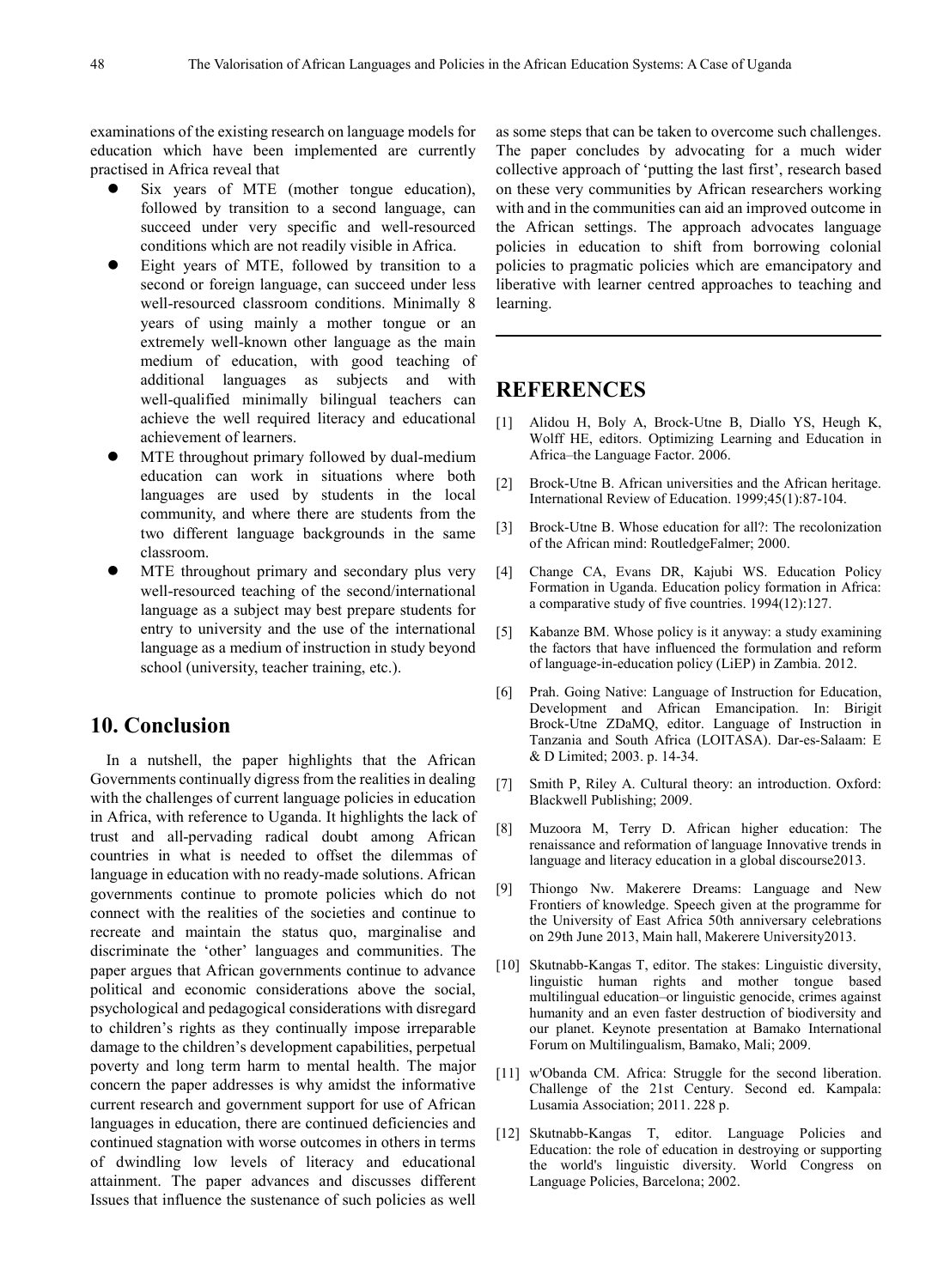examinations of the existing research on language models for education which have been implemented are currently practised in Africa reveal that

- Six years of MTE (mother tongue education), followed by transition to a second language, can succeed under very specific and well-resourced conditions which are not readily visible in Africa.
- Eight years of MTE, followed by transition to a second or foreign language, can succeed under less well-resourced classroom conditions. Minimally 8 years of using mainly a mother tongue or an extremely well-known other language as the main medium of education, with good teaching of additional languages as subjects and with well-qualified minimally bilingual teachers can achieve the well required literacy and educational achievement of learners.
- MTE throughout primary followed by dual-medium education can work in situations where both languages are used by students in the local community, and where there are students from the two different language backgrounds in the same classroom.
- MTE throughout primary and secondary plus very well-resourced teaching of the second/international language as a subject may best prepare students for entry to university and the use of the international language as a medium of instruction in study beyond school (university, teacher training, etc.).

## 10. Conclusion

In a nutshell, the paper highlights that the African Governments continually digress from the realities in dealing with the challenges of current language policies in education in Africa, with reference to Uganda. It highlights the lack of trust and all-pervading radical doubt among African countries in what is needed to offset the dilemmas of language in education with no ready-made solutions. African governments continue to promote policies which do not connect with the realities of the societies and continue to recreate and maintain the status quo, marginalise and discriminate the 'other' languages and communities. The paper argues that African governments continue to advance political and economic considerations above the social, psychological and pedagogical considerations with disregard to children's rights as they continually impose irreparable damage to the children's development capabilities, perpetual poverty and long term harm to mental health. The major concern the paper addresses is why amidst the informative current research and government support for use of African languages in education, there are continued deficiencies and continued stagnation with worse outcomes in others in terms of dwindling low levels of literacy and educational attainment. The paper advances and discusses different Issues that influence the sustenance of such policies as well as some steps that can be taken to overcome such challenges. The paper concludes by advocating for a much wider collective approach of 'putting the last first', research based on these very communities by African researchers working with and in the communities can aid an improved outcome in the African settings. The approach advocates language policies in education to shift from borrowing colonial policies to pragmatic policies which are emancipatory and liberative with learner centred approaches to teaching and learning.

# REFERENCES

[1] Alidou H, Boly A, Brock-Utne B, Diallo YS, Heugh K, Wolff HE, editors. Optimizing Learning and Education in Africa–the Language Factor. 2006.

[2] Brock-Utne B. African universities and the African heritage. International Review of Education. 1999;45(1):87-104.

[3] Brock-Utne B. Whose education for all?: The recolonization of the African mind: RoutledgeFalmer; 2000.

[4] Change CA, Evans DR, Kajubi WS. Education Policy Formation in Uganda. Education policy formation in Africa: a comparative study of five countries. 1994(12):127.

[5] Kabanze BM. Whose policy is it anyway: a study examining the factors that have influenced the formulation and reform of language-in-education policy (LiEP) in Zambia. 2012.

[6] Prah. Going Native: Language of Instruction for Education, Development and African Emancipation. In: Birigit Brock-Utne ZDaMQ, editor. Language of Instruction in Tanzania and South Africa (LOITASA). Dar-es-Salaam: E & D Limited; 2003. p. 14-34.

[7] Smith P, Riley A. Cultural theory: an introduction. Oxford: Blackwell Publishing; 2009.

[8] Muzoora M, Terry D. African higher education: The renaissance and reformation of language Innovative trends in language and literacy education in a global discourse2013.

[9] Thiongo Nw. Makerere Dreams: Language and New Frontiers of knowledge. Speech given at the programme for the University of East Africa 50th anniversary celebrations on 29th June 2013, Main hall, Makerere University2013.

[10] Skutnabb-Kangas T, editor. The stakes: Linguistic diversity, linguistic human rights and mother tongue based multilingual education–or linguistic genocide, crimes against humanity and an even faster destruction of biodiversity and our planet. Keynote presentation at Bamako International Forum on Multilingualism, Bamako, Mali; 2009.

[11] w'Obanda CM. Africa: Struggle for the second liberation. Challenge of the 21st Century. Second ed. Kampala: Lusamia Association; 2011. 228 p.

[12] Skutnabb-Kangas T, editor. Language Policies and Education: the role of education in destroying or supporting the world's linguistic diversity. World Congress on Language Policies, Barcelona; 2002.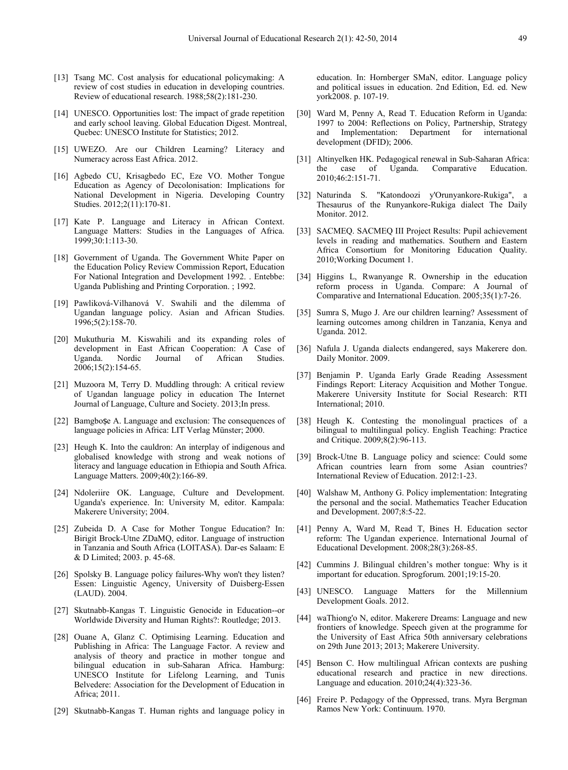[13] Tsang MC. Cost analysis for educational policymaking: A review of cost studies in education in developing countries. Review of educational research. 1988;58(2):181-230.

[14] UNESCO. Opportunities lost: The impact of grade repetition and early school leaving. Global Education Digest. Montreal, Quebec: UNESCO Institute for Statistics; 2012.

[15] UWEZO. Are our Children Learning? Literacy and Numeracy across East Africa. 2012.

[16] Agbedo CU, Krisagbedo EC, Eze VO. Mother Tongue Education as Agency of Decolonisation: Implications for National Development in Nigeria. Developing Country Studies. 2012;2(11):170-81.

[17] Kate P. Language and Literacy in African Context. Language Matters: Studies in the Languages of Africa. 1999;30:1:113-30.

[18] Government of Uganda. The Government White Paper on the Education Policy Review Commission Report, Education For National Integration and Development 1992. . Entebbe: Uganda Publishing and Printing Corporation. ; 1992.

[19] Pawliková-Vilhanová V. Swahili and the dilemma of Ugandan language policy. Asian and African Studies. 1996;5(2):158-70.

[20] Mukuthuria M. Kiswahili and its expanding roles of development in East African Cooperation: A Case of Uganda. Nordic Journal of African Studies. 2006;15(2):154-65.

[21] Muzoora M, Terry D. Muddling through: A critical review of Ugandan language policy in education The Internet Journal of Language, Culture and Society. 2013;In press.

[22] Bamgboṣe A. Language and exclusion: The consequences of language policies in Africa: LIT Verlag Münster; 2000.

[23] Heugh K. Into the cauldron: An interplay of indigenous and globalised knowledge with strong and weak notions of literacy and language education in Ethiopia and South Africa. Language Matters. 2009;40(2):166-89.

[24] Ndoleriire OK. Language, Culture and Development. Uganda's experience. In: University M, editor. Kampala: Makerere University; 2004.

[25] Zubeida D. A Case for Mother Tongue Education? In: Birigit Brock-Utne ZDaMQ, editor. Language of instruction in Tanzania and South Africa (LOITASA). Dar-es Salaam: E & D Limited; 2003. p. 45-68.

[26] Spolsky B. Language policy failures-Why won't they listen? Essen: Linguistic Agency, University of Duisberg-Essen (LAUD). 2004.

[27] Skutnabb-Kangas T. Linguistic Genocide in Education--or Worldwide Diversity and Human Rights?: Routledge; 2013.

[28] Ouane A, Glanz C. Optimising Learning. Education and Publishing in Africa: The Language Factor. A review and analysis of theory and practice in mother tongue and bilingual education in sub-Saharan Africa. Hamburg: UNESCO Institute for Lifelong Learning, and Tunis Belvedere: Association for the Development of Education in Africa; 2011.

[29] Skutnabb-Kangas T. Human rights and language policy in education. In: Hornberger SMaN, editor. Language policy and political issues in education. 2nd Edition, Ed. ed. New york2008. p. 107-19.

[30] Ward M, Penny A, Read T. Education Reform in Uganda: 1997 to 2004: Reflections on Policy, Partnership, Strategy and Implementation: Department for international development (DFID); 2006.

[31] Altinyelken HK. Pedagogical renewal in Sub-Saharan Africa: the case of Uganda. Comparative Education. 2010;46:2:151-71.

[32] Naturinda S. "Katondoozi y'Orunyankore-Rukiga", a Thesaurus of the Runyankore-Rukiga dialect The Daily Monitor. 2012.

[33] SACMEQ. SACMEQ III Project Results: Pupil achievement levels in reading and mathematics. Southern and Eastern Africa Consortium for Monitoring Education Quality. 2010;Working Document 1.

[34] Higgins L, Rwanyange R. Ownership in the education reform process in Uganda. Compare: A Journal of Comparative and International Education. 2005;35(1):7-26.

[35] Sumra S, Mugo J. Are our children learning? Assessment of learning outcomes among children in Tanzania, Kenya and Uganda. 2012.

[36] Nafula J. Uganda dialects endangered, says Makerere don. Daily Monitor. 2009.

[37] Benjamin P. Uganda Early Grade Reading Assessment Findings Report: Literacy Acquisition and Mother Tongue. Makerere University Institute for Social Research: RTI International; 2010.

[38] Heugh K. Contesting the monolingual practices of a bilingual to multilingual policy. English Teaching: Practice and Critique. 2009;8(2):96-113.

[39] Brock-Utne B. Language policy and science: Could some African countries learn from some Asian countries? International Review of Education. 2012:1-23.

[40] Walshaw M, Anthony G. Policy implementation: Integrating the personal and the social. Mathematics Teacher Education and Development. 2007;8:5-22.

[41] Penny A, Ward M, Read T, Bines H. Education sector reform: The Ugandan experience. International Journal of Educational Development. 2008;28(3):268-85.

[42] Cummins J. Bilingual children's mother tongue: Why is it important for education. Sprogforum. 2001;19:15-20.

[43] UNESCO. Language Matters for the Millennium Development Goals. 2012.

[44] waThiong'o N, editor. Makerere Dreams: Language and new frontiers of knowledge. Speech given at the programme for the University of East Africa 50th anniversary celebrations on 29th June 2013; 2013; Makerere University.

[45] Benson C. How multilingual African contexts are pushing educational research and practice in new directions. Language and education. 2010;24(4):323-36.

[46] Freire P. Pedagogy of the Oppressed, trans. Myra Bergman Ramos New York: Continuum. 1970.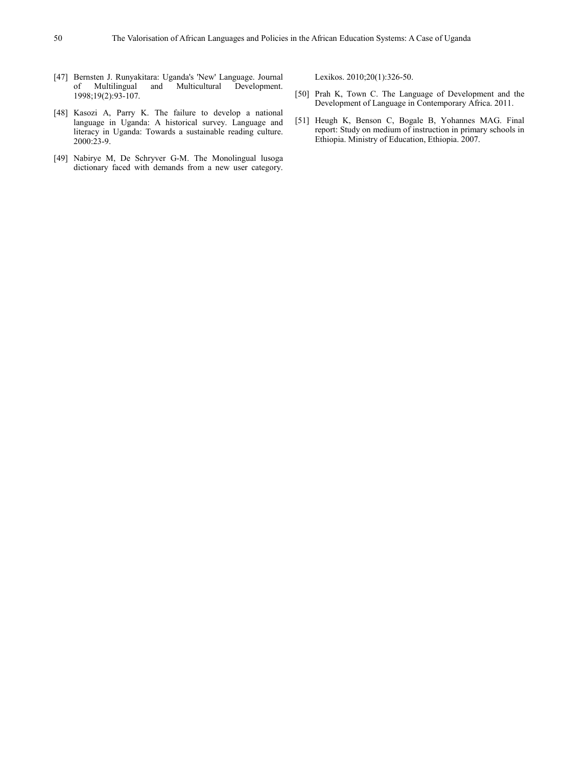[47] Bernsten J. Runyakitara: Uganda's 'New' Language. Journal of Multilingual and Multicultural Development. 1998;19(2):93-107.

[48] Kasozi A, Parry K. The failure to develop a national language in Uganda: A historical survey. Language and literacy in Uganda: Towards a sustainable reading culture. 2000:23-9.

[49] Nabirye M, De Schryver G-M. The Monolingual lusoga dictionary faced with demands from a new user category. Lexikos. 2010;20(1):326-50.

[50] Prah K, Town C. The Language of Development and the Development of Language in Contemporary Africa. 2011.

[51] Heugh K, Benson C, Bogale B, Yohannes MAG. Final report: Study on medium of instruction in primary schools in Ethiopia. Ministry of Education, Ethiopia. 2007.